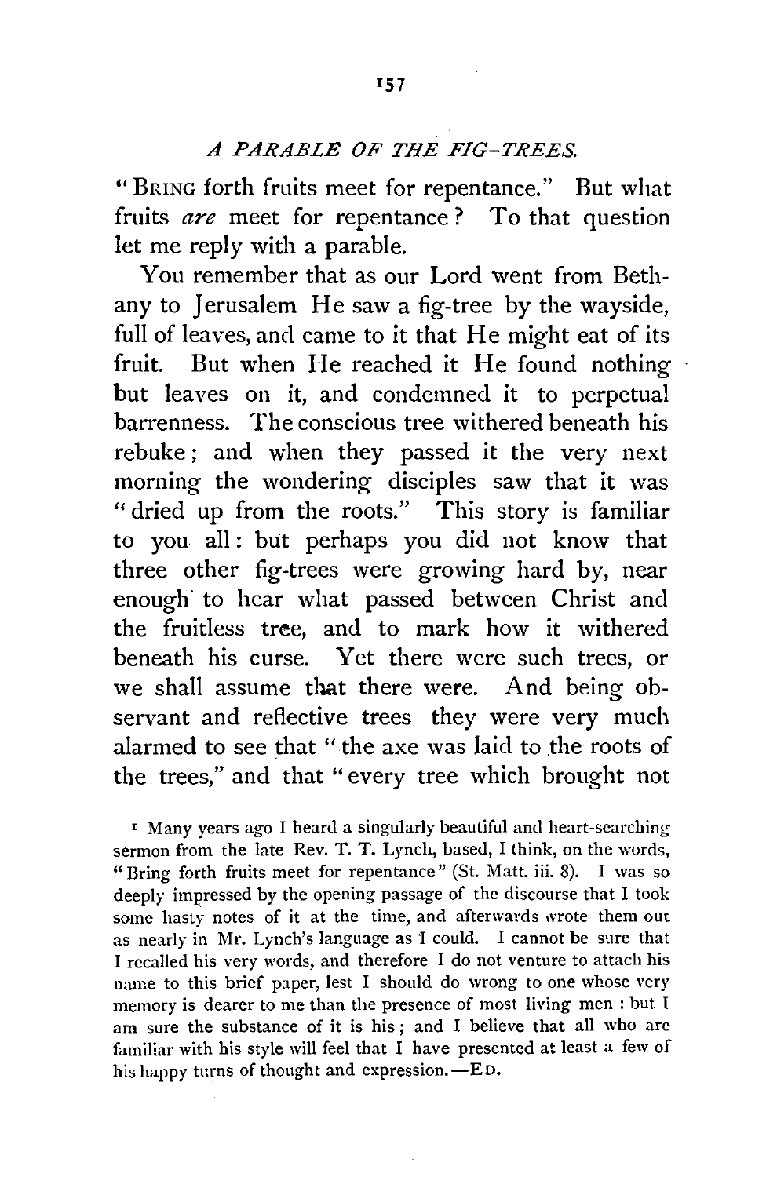## *A PARABLE OF THE FIG-TREES.*

"BRING forth fruits meet for repentance." But what fruits *are* meet for repentance? To that question let me reply with a parable.

You remember that as our Lord went from Bethany to Jerusalem He saw a fig-tree by the wayside, full of leaves, and came to it that He might eat of its fruit. But when He reached it He found nothing but leaves on it, and condemned it to perpetual barrenness. The conscious tree withered beneath his rebuke; and when they passed it the very next morning the wondering disciples saw that it was "dried up from the roots." This story is familiar to you all: but perhaps you did not know that three other fig-trees were growing hard by, near enough to hear what passed between Christ and the fruitless tree, and to mark how it withered beneath his curse. Yet there were such trees, or we shall assume that there were. And being observant and reflective trees they were very much alarmed to see that "the axe was laid to the roots of the trees," and that "every tree which brought not

[1] Many years ago I heard a singularly beautiful and heart-searching sermon from the late Rev. T. T. Lynch, based, I think, on the words, "Bring forth fruits meet for repentance" (St. Matt. iii. 8). I was so deeply impressed by the opening passage of the discourse that I took some hasty notes of it at the time, and afterwards wrote them out as nearly in Mr. Lynch's language as I could. I cannot be sure that I recalled his very words, and therefore I do not venture to attach his name to this brief paper, lest I should do wrong to one whose very memory is dearer to me than the presence of most living men : but I am sure the substance of it is his; and I believe that all who are familiar with his style will feel that I have presented at least a few of his happy turns of thought and expression.—ED.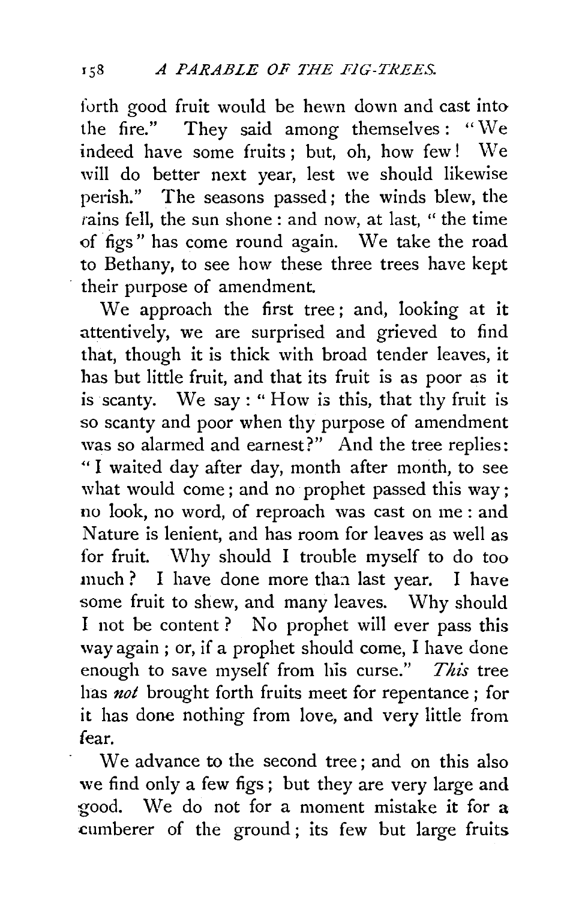forth good fruit would be hewn down and cast into the fire." They said among themselves: "We indeed have some fruits; but, oh, how few! We will do better next year, lest we should likewise perish." The seasons passed; the winds blew, the rains fell, the sun shone: and now, at last, "the time of figs" has come round again. We take the road to Bethany, to see how these three trees have kept their purpose of amendment.

We approach the first tree; and, looking at it attentively, we are surprised and grieved to find that, though it is thick with broad tender leaves, it has but little fruit, and that its fruit is as poor as it is scanty. We say: "How is this, that thy fruit is so scanty and poor when thy purpose of amendment was so alarmed and earnest?" And the tree replies: "I waited day after day, month after month, to see what would come; and no prophet passed this way; no look, no word, of reproach was cast on me: and Nature is lenient, and has room for leaves as well as for fruit. Why should I trouble myself to do too much? I have done more than last year. I have some fruit to shew, and many leaves. Why should I not be content? No prophet will ever pass this way again; or, if a prophet should come, I have done enough to save myself from his curse." *This* tree has *not* brought forth fruits meet for repentance; for it has done nothing from love, and very little from fear.

We advance to the second tree; and on this also we find only a few figs; but they are very large and good. We do not for a moment mistake it for a cumberer of the ground; its few but large fruits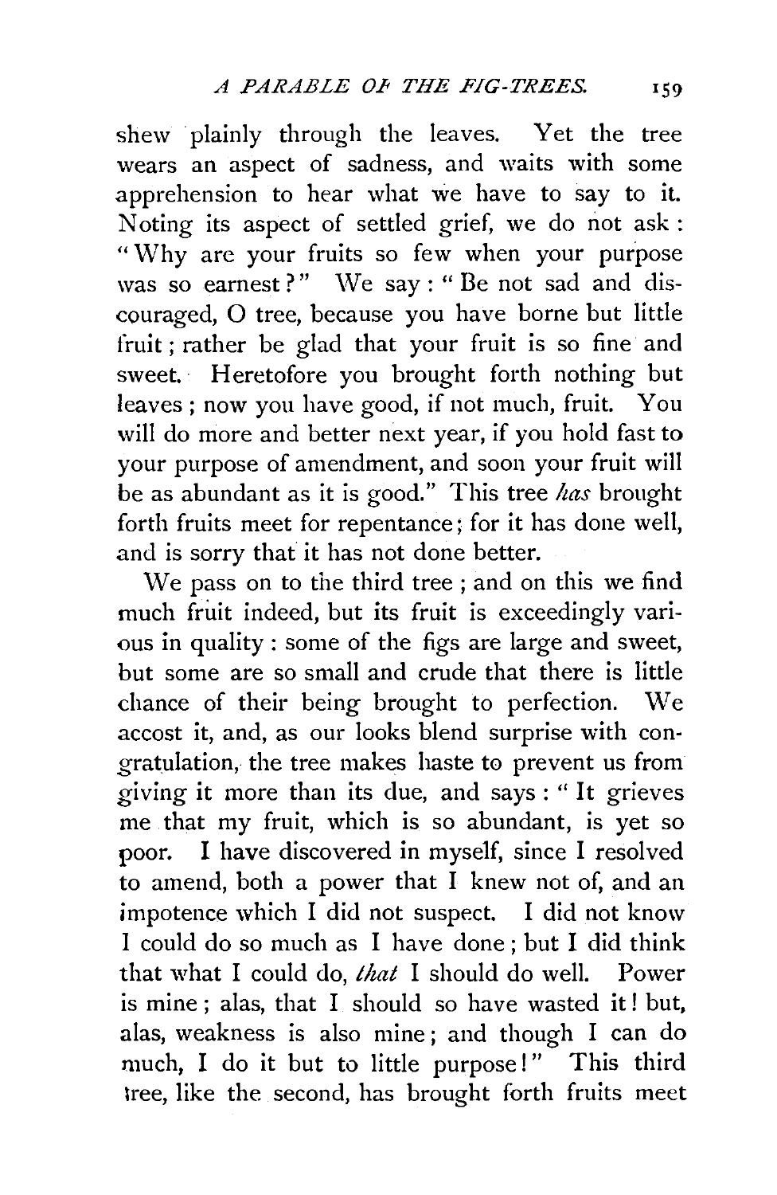shew plainly through the leaves. Yet the tree wears an aspect of sadness, and waits with some apprehension to hear what we have to say to it. Noting its aspect of settled grief, we do not ask: "Why are your fruits so few when your purpose was so earnest?" We say: "Be not sad and discouraged, O tree, because you have borne but little fruit; rather be glad that your fruit is so fine and sweet. Heretofore you brought forth nothing but leaves; now you have good, if not much, fruit. You will do more and better next year, if you hold fast to your purpose of amendment, and soon your fruit will be as abundant as it is good." This tree *has* brought forth fruits meet for repentance; for it has done well, and is sorry that it has not done better.

We pass on to the third tree; and on this we find much fruit indeed, but its fruit is exceedingly various in quality: some of the figs are large and sweet, but some are so small and crude that there is little chance of their being brought to perfection. We accost it, and, as our looks blend surprise with congratulation, the tree makes haste to prevent us from giving it more than its due, and says: "It grieves me that my fruit, which is so abundant, is yet so poor. I have discovered in myself, since I resolved to amend, both a power that I knew not of, and an impotence which I did not suspect. I did not know I could do so much as I have done; but I did think that what I could do, *that* I should do well. Power is mine; alas, that I should so have wasted it! but, alas, weakness is also mine; and though I can do much, I do it but to little purpose!" This third tree, like the second, has brought forth fruits meet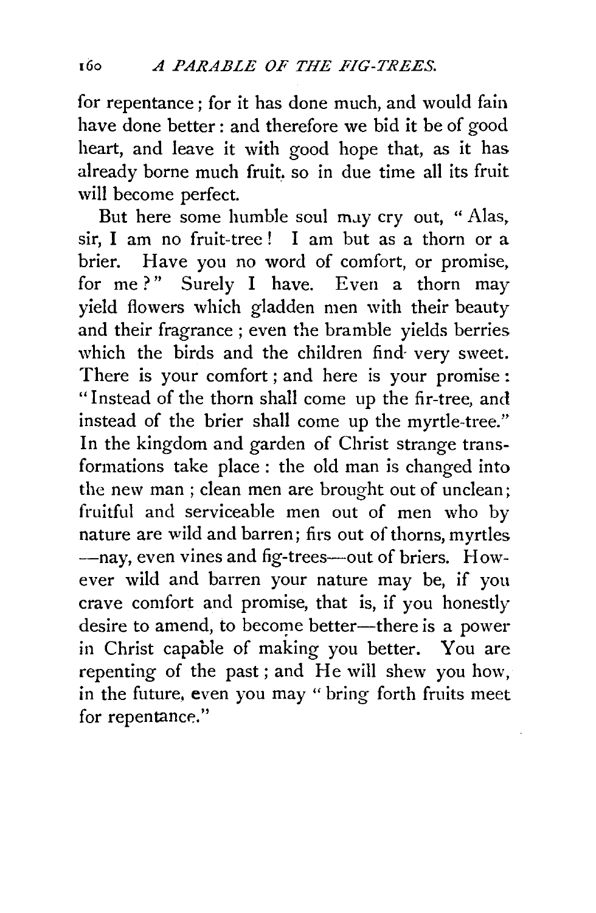for repentance; for it has done much, and would fain have done better: and therefore we bid it be of good heart, and leave it with good hope that, as it has already borne much fruit. so in due time all its fruit will become perfect.

But here some humble soul may cry out, "Alas, sir, I am no fruit-tree! I am but as a thorn or a brier. Have you no word of comfort, or promise, for me?" Surely I have. Even a thorn may yield flowers which gladden men with their beauty and their fragrance; even the bramble yields berries which the birds and the children find very sweet. There is your comfort; and here is your promise: "Instead of the thorn shall come up the fir-tree, and instead of the brier shall come up the myrtle-tree." In the kingdom and garden of Christ strange transformations take place: the old man is changed into the new man; clean men are brought out of unclean; fruitful and serviceable men out of men who by nature are wild and barren; firs out of thorns, myrtles —nay, even vines and fig-trees—out of briers. However wild and barren your nature may be, if you crave comfort and promise, that is, if you honestly desire to amend, to become better—there is a power in Christ capable of making you better. You are repenting of the past; and He will shew you how, in the future, even you may "bring forth fruits meet for repentance."